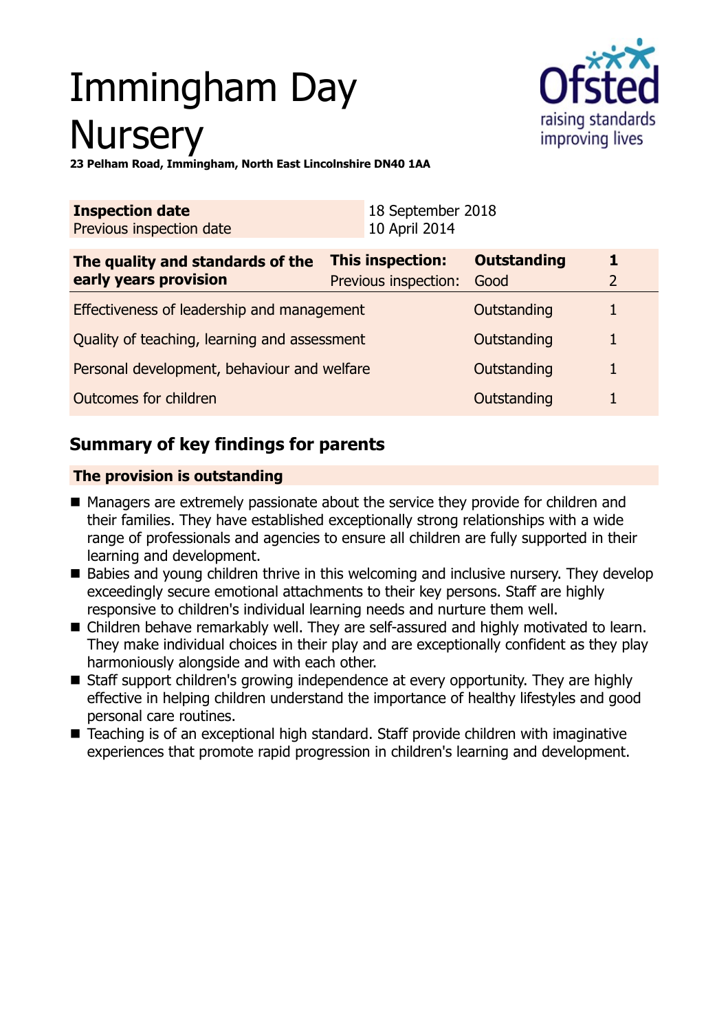# Immingham Day Nursery

**23 Pelham Road, Immingham, North East Lincolnshire DN40 1AA**

| **Inspection date** | 18 September 2018 |
| --- | --- |
| Previous inspection date | 10 April 2014 |

| **The quality and standards of the early years provision** | **This inspection:** | **Outstanding** | **1** |
| --- | --- | --- | --- |
| | Previous inspection: | Good | 2 |
| Effectiveness of leadership and management | | Outstanding | 1 |
| Quality of teaching, learning and assessment | | Outstanding | 1 |
| Personal development, behaviour and welfare | | Outstanding | 1 |
| Outcomes for children | | Outstanding | 1 |

## Summary of key findings for parents

**The provision is outstanding**

- Managers are extremely passionate about the service they provide for children and their families. They have established exceptionally strong relationships with a wide range of professionals and agencies to ensure all children are fully supported in their learning and development.
- Babies and young children thrive in this welcoming and inclusive nursery. They develop exceedingly secure emotional attachments to their key persons. Staff are highly responsive to children's individual learning needs and nurture them well.
- Children behave remarkably well. They are self-assured and highly motivated to learn. They make individual choices in their play and are exceptionally confident as they play harmoniously alongside and with each other.
- Staff support children's growing independence at every opportunity. They are highly effective in helping children understand the importance of healthy lifestyles and good personal care routines.
- Teaching is of an exceptional high standard. Staff provide children with imaginative experiences that promote rapid progression in children's learning and development.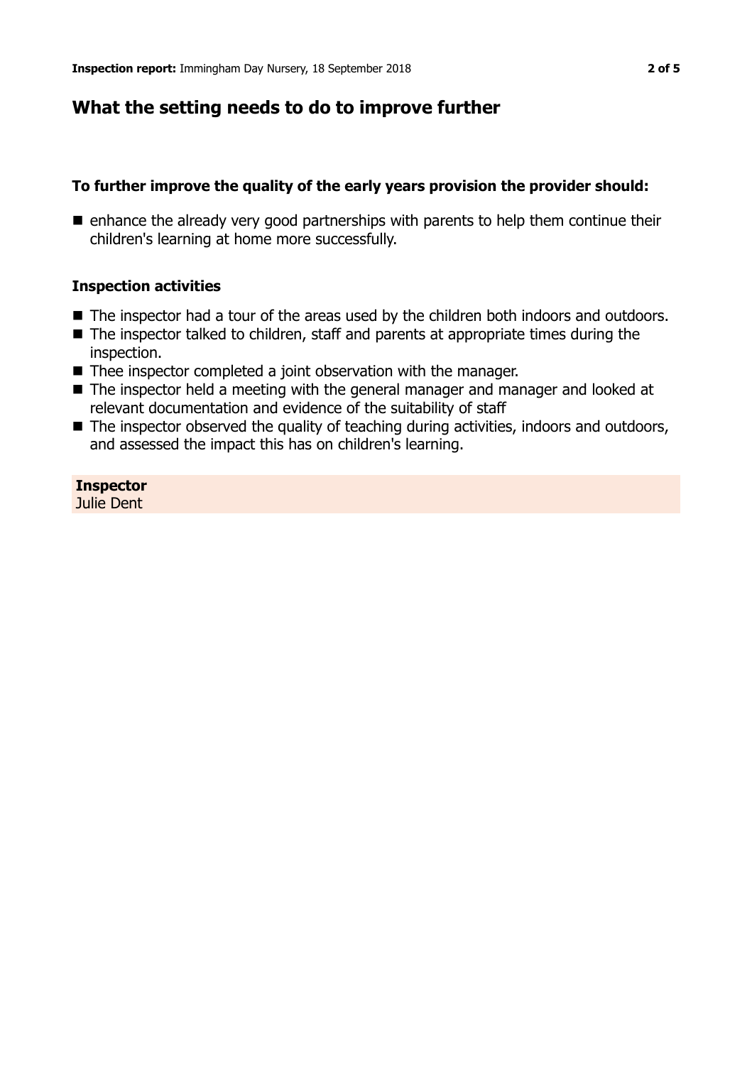## What the setting needs to do to improve further

### To further improve the quality of the early years provision the provider should:

- enhance the already very good partnerships with parents to help them continue their children's learning at home more successfully.

### Inspection activities

- The inspector had a tour of the areas used by the children both indoors and outdoors.
- The inspector talked to children, staff and parents at appropriate times during the inspection.
- Thee inspector completed a joint observation with the manager.
- The inspector held a meeting with the general manager and manager and looked at relevant documentation and evidence of the suitability of staff
- The inspector observed the quality of teaching during activities, indoors and outdoors, and assessed the impact this has on children's learning.

**Inspector**
Julie Dent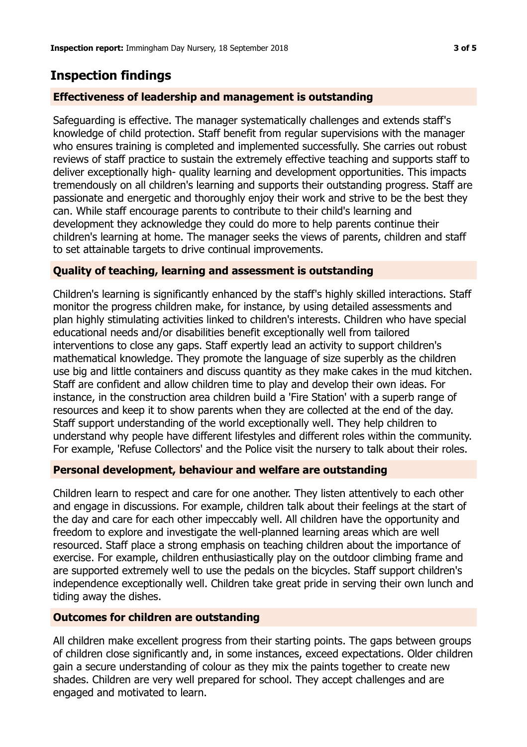## Inspection findings

### Effectiveness of leadership and management is outstanding

Safeguarding is effective. The manager systematically challenges and extends staff's knowledge of child protection. Staff benefit from regular supervisions with the manager who ensures training is completed and implemented successfully. She carries out robust reviews of staff practice to sustain the extremely effective teaching and supports staff to deliver exceptionally high- quality learning and development opportunities. This impacts tremendously on all children's learning and supports their outstanding progress. Staff are passionate and energetic and thoroughly enjoy their work and strive to be the best they can. While staff encourage parents to contribute to their child's learning and development they acknowledge they could do more to help parents continue their children's learning at home. The manager seeks the views of parents, children and staff to set attainable targets to drive continual improvements.

### Quality of teaching, learning and assessment is outstanding

Children's learning is significantly enhanced by the staff's highly skilled interactions. Staff monitor the progress children make, for instance, by using detailed assessments and plan highly stimulating activities linked to children's interests. Children who have special educational needs and/or disabilities benefit exceptionally well from tailored interventions to close any gaps. Staff expertly lead an activity to support children's mathematical knowledge. They promote the language of size superbly as the children use big and little containers and discuss quantity as they make cakes in the mud kitchen. Staff are confident and allow children time to play and develop their own ideas. For instance, in the construction area children build a 'Fire Station' with a superb range of resources and keep it to show parents when they are collected at the end of the day. Staff support understanding of the world exceptionally well. They help children to understand why people have different lifestyles and different roles within the community. For example, 'Refuse Collectors' and the Police visit the nursery to talk about their roles.

### Personal development, behaviour and welfare are outstanding

Children learn to respect and care for one another. They listen attentively to each other and engage in discussions. For example, children talk about their feelings at the start of the day and care for each other impeccably well. All children have the opportunity and freedom to explore and investigate the well-planned learning areas which are well resourced. Staff place a strong emphasis on teaching children about the importance of exercise. For example, children enthusiastically play on the outdoor climbing frame and are supported extremely well to use the pedals on the bicycles. Staff support children's independence exceptionally well. Children take great pride in serving their own lunch and tiding away the dishes.

### Outcomes for children are outstanding

All children make excellent progress from their starting points. The gaps between groups of children close significantly and, in some instances, exceed expectations. Older children gain a secure understanding of colour as they mix the paints together to create new shades. Children are very well prepared for school. They accept challenges and are engaged and motivated to learn.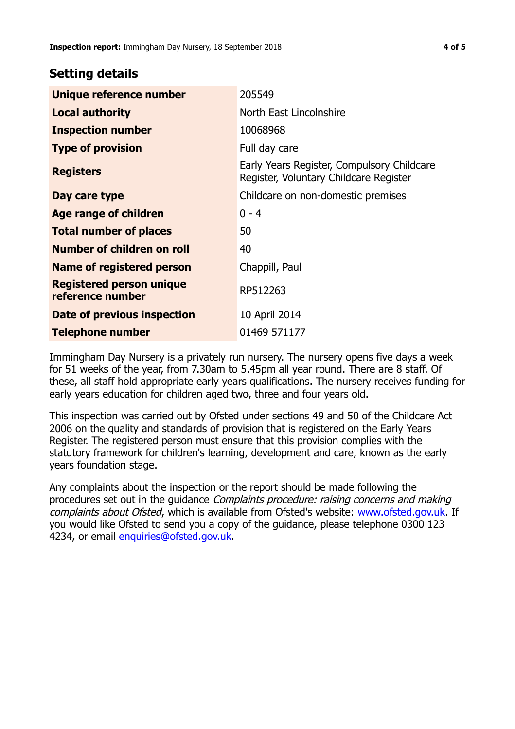## Setting details

| | |
|---|---|
| **Unique reference number** | 205549 |
| **Local authority** | North East Lincolnshire |
| **Inspection number** | 10068968 |
| **Type of provision** | Full day care |
| **Registers** | Early Years Register, Compulsory Childcare Register, Voluntary Childcare Register |
| **Day care type** | Childcare on non-domestic premises |
| **Age range of children** | 0 - 4 |
| **Total number of places** | 50 |
| **Number of children on roll** | 40 |
| **Name of registered person** | Chappill, Paul |
| **Registered person unique reference number** | RP512263 |
| **Date of previous inspection** | 10 April 2014 |
| **Telephone number** | 01469 571177 |

Immingham Day Nursery is a privately run nursery. The nursery opens five days a week for 51 weeks of the year, from 7.30am to 5.45pm all year round. There are 8 staff. Of these, all staff hold appropriate early years qualifications. The nursery receives funding for early years education for children aged two, three and four years old.

This inspection was carried out by Ofsted under sections 49 and 50 of the Childcare Act 2006 on the quality and standards of provision that is registered on the Early Years Register. The registered person must ensure that this provision complies with the statutory framework for children's learning, development and care, known as the early years foundation stage.

Any complaints about the inspection or the report should be made following the procedures set out in the guidance *Complaints procedure: raising concerns and making complaints about Ofsted*, which is available from Ofsted's website: www.ofsted.gov.uk. If you would like Ofsted to send you a copy of the guidance, please telephone 0300 123 4234, or email enquiries@ofsted.gov.uk.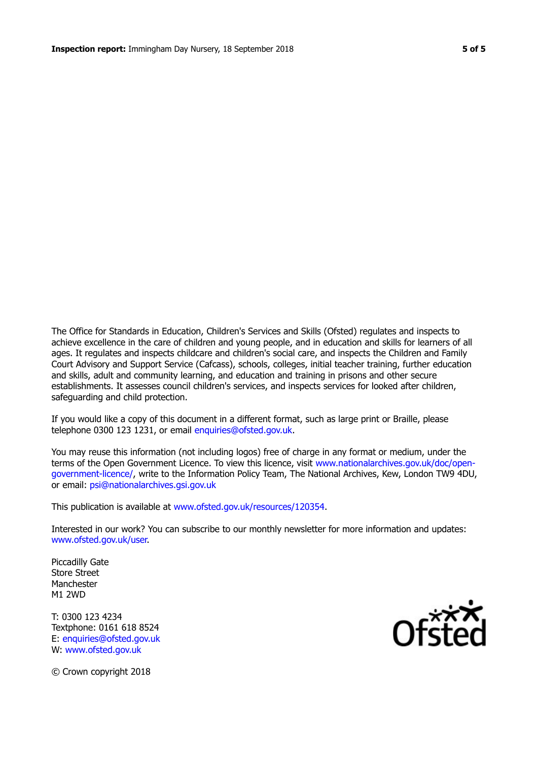The Office for Standards in Education, Children's Services and Skills (Ofsted) regulates and inspects to achieve excellence in the care of children and young people, and in education and skills for learners of all ages. It regulates and inspects childcare and children's social care, and inspects the Children and Family Court Advisory and Support Service (Cafcass), schools, colleges, initial teacher training, further education and skills, adult and community learning, and education and training in prisons and other secure establishments. It assesses council children's services, and inspects services for looked after children, safeguarding and child protection.

If you would like a copy of this document in a different format, such as large print or Braille, please telephone 0300 123 1231, or email enquiries@ofsted.gov.uk.

You may reuse this information (not including logos) free of charge in any format or medium, under the terms of the Open Government Licence. To view this licence, visit www.nationalarchives.gov.uk/doc/open-government-licence/, write to the Information Policy Team, The National Archives, Kew, London TW9 4DU, or email: psi@nationalarchives.gsi.gov.uk

This publication is available at www.ofsted.gov.uk/resources/120354.

Interested in our work? You can subscribe to our monthly newsletter for more information and updates: www.ofsted.gov.uk/user.

Piccadilly Gate  
Store Street  
Manchester  
M1 2WD

T: 0300 123 4234  
Textphone: 0161 618 8524  
E: enquiries@ofsted.gov.uk  
W: www.ofsted.gov.uk

© Crown copyright 2018